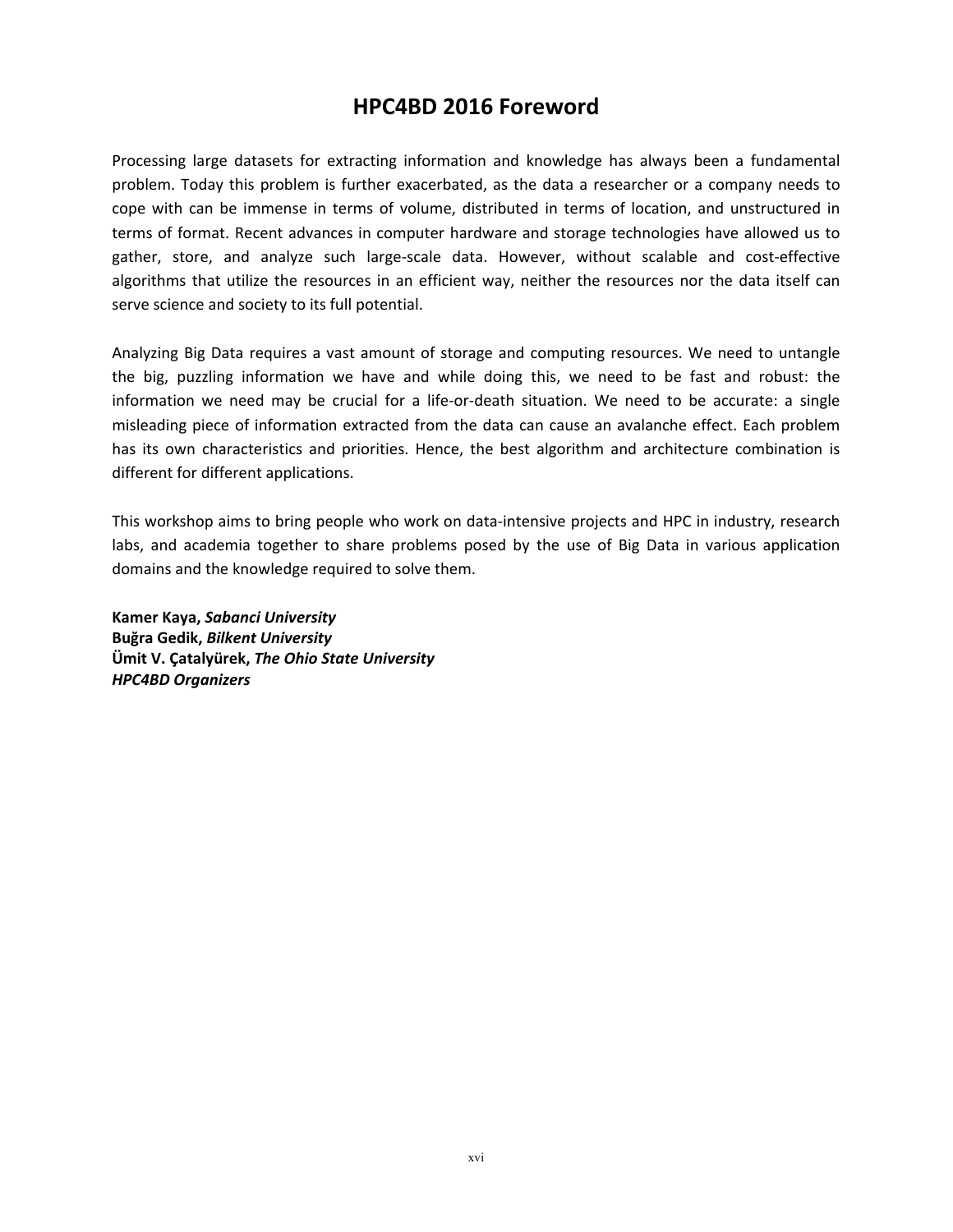# HPC4BD 2016 Foreword

Processing large datasets for extracting information and knowledge has always been a fundamental problem. Today this problem is further exacerbated, as the data a researcher or a company needs to cope with can be immense in terms of volume, distributed in terms of location, and unstructured in terms of format. Recent advances in computer hardware and storage technologies have allowed us to gather, store, and analyze such large-scale data. However, without scalable and cost-effective algorithms that utilize the resources in an efficient way, neither the resources nor the data itself can serve science and society to its full potential.

Analyzing Big Data requires a vast amount of storage and computing resources. We need to untangle the big, puzzling information we have and while doing this, we need to be fast and robust: the information we need may be crucial for a life-or-death situation. We need to be accurate: a single misleading piece of information extracted from the data can cause an avalanche effect. Each problem has its own characteristics and priorities. Hence, the best algorithm and architecture combination is different for different applications.

This workshop aims to bring people who work on data-intensive projects and HPC in industry, research labs, and academia together to share problems posed by the use of Big Data in various application domains and the knowledge required to solve them.

**Kamer Kaya, *Sabanci University***
**Buğra Gedik, *Bilkent University***
**Ümit V. Çatalyürek, *The Ohio State University***
***HPC4BD Organizers***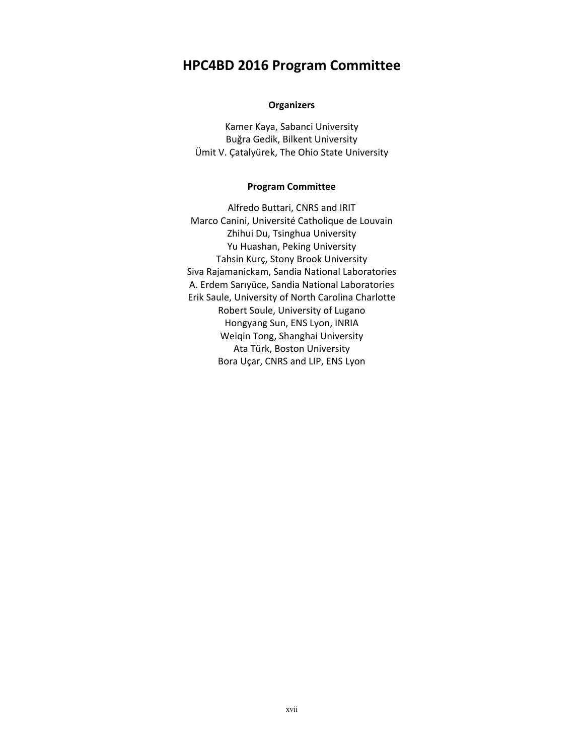# HPC4BD 2016 Program Committee

**Organizers**

Kamer Kaya, Sabanci University
Buğra Gedik, Bilkent University
Ümit V. Çatalyürek, The Ohio State University

**Program Committee**

Alfredo Buttari, CNRS and IRIT
Marco Canini, Université Catholique de Louvain
Zhihui Du, Tsinghua University
Yu Huashan, Peking University
Tahsin Kurç, Stony Brook University
Siva Rajamanickam, Sandia National Laboratories
A. Erdem Sarıyüce, Sandia National Laboratories
Erik Saule, University of North Carolina Charlotte
Robert Soule, University of Lugano
Hongyang Sun, ENS Lyon, INRIA
Weiqin Tong, Shanghai University
Ata Türk, Boston University
Bora Uçar, CNRS and LIP, ENS Lyon